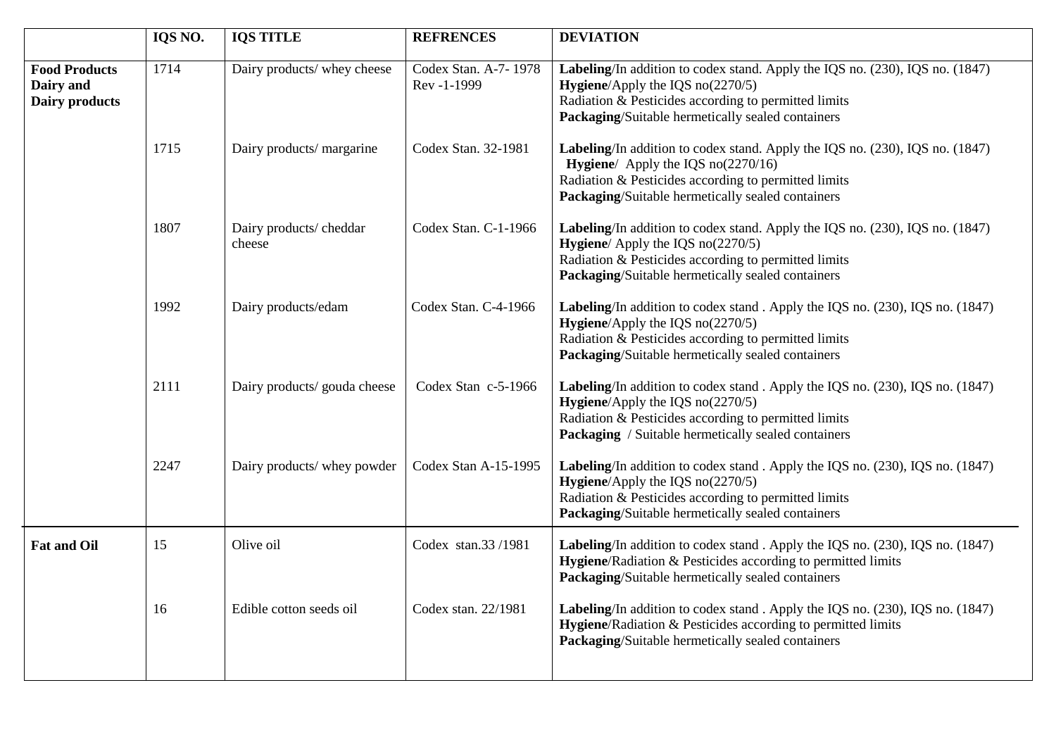|  | IQS NO. | IQS TITLE | REFRENCES | DEVIATION |
|---|---|---|---|---|
| **Food Products Dairy and Dairy products** | 1714 | Dairy products/ whey cheese | Codex Stan. A-7- 1978 Rev -1-1999 | **Labeling**/In addition to codex stand. Apply the IQS no. (230), IQS no. (1847) **Hygiene**/Apply the IQS no(2270/5) Radiation & Pesticides according to permitted limits **Packaging**/Suitable hermetically sealed containers |
|  | 1715 | Dairy products/ margarine | Codex Stan. 32-1981 | **Labeling**/In addition to codex stand. Apply the IQS no. (230), IQS no. (1847) **Hygiene**/ Apply the IQS no(2270/16) Radiation & Pesticides according to permitted limits **Packaging**/Suitable hermetically sealed containers |
|  | 1807 | Dairy products/ cheddar cheese | Codex Stan. C-1-1966 | **Labeling**/In addition to codex stand. Apply the IQS no. (230), IQS no. (1847) **Hygiene**/ Apply the IQS no(2270/5) Radiation & Pesticides according to permitted limits **Packaging**/Suitable hermetically sealed containers |
|  | 1992 | Dairy products/edam | Codex Stan. C-4-1966 | **Labeling**/In addition to codex stand . Apply the IQS no. (230), IQS no. (1847) **Hygiene**/Apply the IQS no(2270/5) Radiation & Pesticides according to permitted limits **Packaging**/Suitable hermetically sealed containers |
|  | 2111 | Dairy products/ gouda cheese | Codex Stan c-5-1966 | **Labeling**/In addition to codex stand . Apply the IQS no. (230), IQS no. (1847) **Hygiene**/Apply the IQS no(2270/5) Radiation & Pesticides according to permitted limits **Packaging** / Suitable hermetically sealed containers |
|  | 2247 | Dairy products/ whey powder | Codex Stan A-15-1995 | **Labeling**/In addition to codex stand . Apply the IQS no. (230), IQS no. (1847) **Hygiene**/Apply the IQS no(2270/5) Radiation & Pesticides according to permitted limits **Packaging**/Suitable hermetically sealed containers |
| **Fat and Oil** | 15 | Olive oil | Codex stan.33 /1981 | **Labeling**/In addition to codex stand . Apply the IQS no. (230), IQS no. (1847) **Hygiene**/Radiation & Pesticides according to permitted limits **Packaging**/Suitable hermetically sealed containers |
|  | 16 | Edible cotton seeds oil | Codex stan. 22/1981 | **Labeling**/In addition to codex stand . Apply the IQS no. (230), IQS no. (1847) **Hygiene**/Radiation & Pesticides according to permitted limits **Packaging**/Suitable hermetically sealed containers |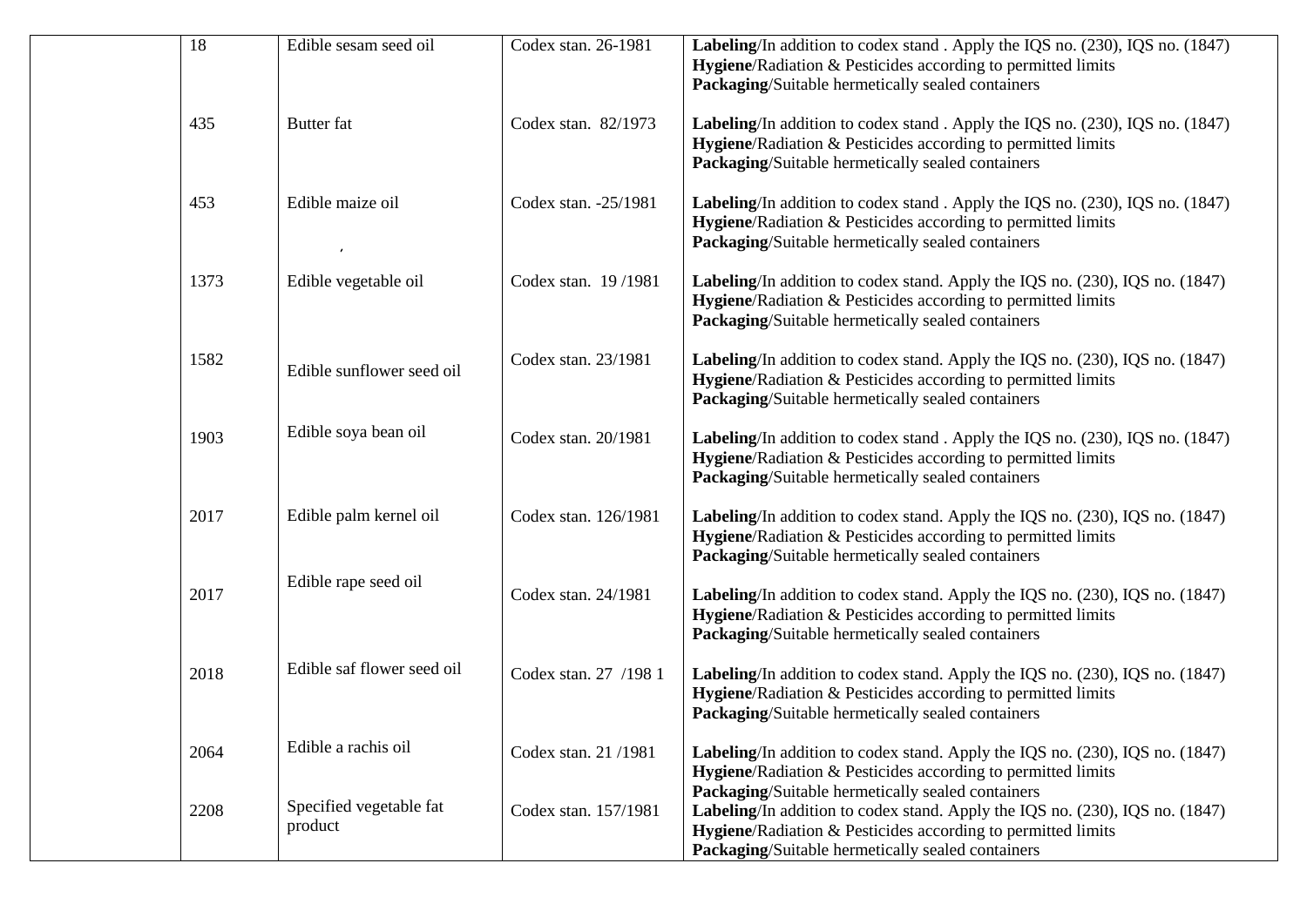|  | 18 | Edible sesam seed oil | Codex stan. 26-1981 | **Labeling**/In addition to codex stand . Apply the IQS no. (230), IQS no. (1847) **Hygiene**/Radiation & Pesticides according to permitted limits **Packaging**/Suitable hermetically sealed containers |
|---|---|---|---|---|
|  | 435 | Butter fat | Codex stan. 82/1973 | **Labeling**/In addition to codex stand . Apply the IQS no. (230), IQS no. (1847) **Hygiene**/Radiation & Pesticides according to permitted limits **Packaging**/Suitable hermetically sealed containers |
|  | 453 | Edible maize oil | Codex stan. -25/1981 | **Labeling**/In addition to codex stand . Apply the IQS no. (230), IQS no. (1847) **Hygiene**/Radiation & Pesticides according to permitted limits **Packaging**/Suitable hermetically sealed containers |
|  | 1373 | Edible vegetable oil | Codex stan. 19 /1981 | **Labeling**/In addition to codex stand. Apply the IQS no. (230), IQS no. (1847) **Hygiene**/Radiation & Pesticides according to permitted limits **Packaging**/Suitable hermetically sealed containers |
|  | 1582 | Edible sunflower seed oil | Codex stan. 23/1981 | **Labeling**/In addition to codex stand. Apply the IQS no. (230), IQS no. (1847) **Hygiene**/Radiation & Pesticides according to permitted limits **Packaging**/Suitable hermetically sealed containers |
|  | 1903 | Edible soya bean oil | Codex stan. 20/1981 | **Labeling**/In addition to codex stand . Apply the IQS no. (230), IQS no. (1847) **Hygiene**/Radiation & Pesticides according to permitted limits **Packaging**/Suitable hermetically sealed containers |
|  | 2017 | Edible palm kernel oil | Codex stan. 126/1981 | **Labeling**/In addition to codex stand. Apply the IQS no. (230), IQS no. (1847) **Hygiene**/Radiation & Pesticides according to permitted limits **Packaging**/Suitable hermetically sealed containers |
|  | 2017 | Edible rape seed oil | Codex stan. 24/1981 | **Labeling**/In addition to codex stand. Apply the IQS no. (230), IQS no. (1847) **Hygiene**/Radiation & Pesticides according to permitted limits **Packaging**/Suitable hermetically sealed containers |
|  | 2018 | Edible saf flower seed oil | Codex stan. 27 /198 1 | **Labeling**/In addition to codex stand. Apply the IQS no. (230), IQS no. (1847) **Hygiene**/Radiation & Pesticides according to permitted limits **Packaging**/Suitable hermetically sealed containers |
|  | 2064 | Edible a rachis oil | Codex stan. 21 /1981 | **Labeling**/In addition to codex stand. Apply the IQS no. (230), IQS no. (1847) **Hygiene**/Radiation & Pesticides according to permitted limits **Packaging**/Suitable hermetically sealed containers |
|  | 2208 | Specified vegetable fat product | Codex stan. 157/1981 | **Labeling**/In addition to codex stand. Apply the IQS no. (230), IQS no. (1847) **Hygiene**/Radiation & Pesticides according to permitted limits **Packaging**/Suitable hermetically sealed containers |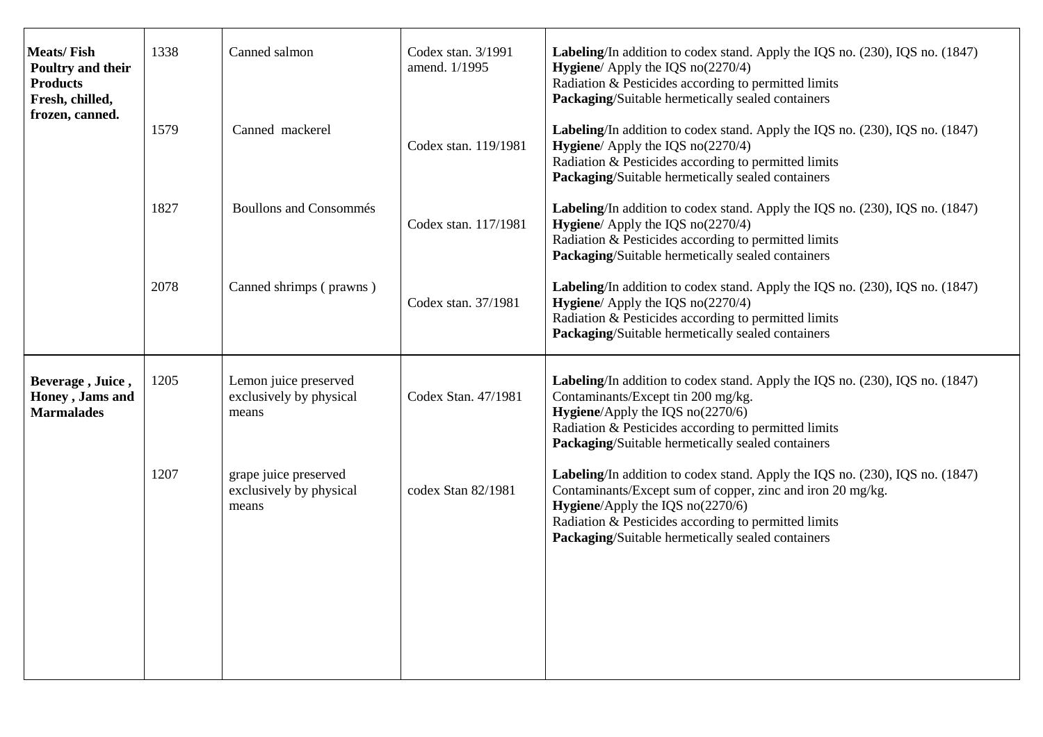| | | | | |
|---|---|---|---|---|
| **Meats/ Fish Poultry and their Products Fresh, chilled, frozen, canned.** | 1338 | Canned salmon | Codex stan. 3/1991 amend. 1/1995 | **Labeling**/In addition to codex stand. Apply the IQS no. (230), IQS no. (1847)<br>**Hygiene**/ Apply the IQS no(2270/4)<br>Radiation & Pesticides according to permitted limits<br>**Packaging**/Suitable hermetically sealed containers |
| | 1579 | Canned mackerel | Codex stan. 119/1981 | **Labeling**/In addition to codex stand. Apply the IQS no. (230), IQS no. (1847)<br>**Hygiene**/ Apply the IQS no(2270/4)<br>Radiation & Pesticides according to permitted limits<br>**Packaging**/Suitable hermetically sealed containers |
| | 1827 | Boullons and Consommés | Codex stan. 117/1981 | **Labeling**/In addition to codex stand. Apply the IQS no. (230), IQS no. (1847)<br>**Hygiene**/ Apply the IQS no(2270/4)<br>Radiation & Pesticides according to permitted limits<br>**Packaging**/Suitable hermetically sealed containers |
| | 2078 | Canned shrimps ( prawns ) | Codex stan. 37/1981 | **Labeling**/In addition to codex stand. Apply the IQS no. (230), IQS no. (1847)<br>**Hygiene**/ Apply the IQS no(2270/4)<br>Radiation & Pesticides according to permitted limits<br>**Packaging**/Suitable hermetically sealed containers |
| **Beverage , Juice , Honey , Jams and Marmalades** | 1205 | Lemon juice preserved exclusively by physical means | Codex Stan. 47/1981 | **Labeling**/In addition to codex stand. Apply the IQS no. (230), IQS no. (1847)<br>Contaminants/Except tin 200 mg/kg.<br>**Hygiene**/Apply the IQS no(2270/6)<br>Radiation & Pesticides according to permitted limits<br>**Packaging**/Suitable hermetically sealed containers |
| | 1207 | grape juice preserved exclusively by physical means | codex Stan 82/1981 | **Labeling**/In addition to codex stand. Apply the IQS no. (230), IQS no. (1847)<br>Contaminants/Except sum of copper, zinc and iron 20 mg/kg.<br>**Hygiene**/Apply the IQS no(2270/6)<br>Radiation & Pesticides according to permitted limits<br>**Packaging**/Suitable hermetically sealed containers |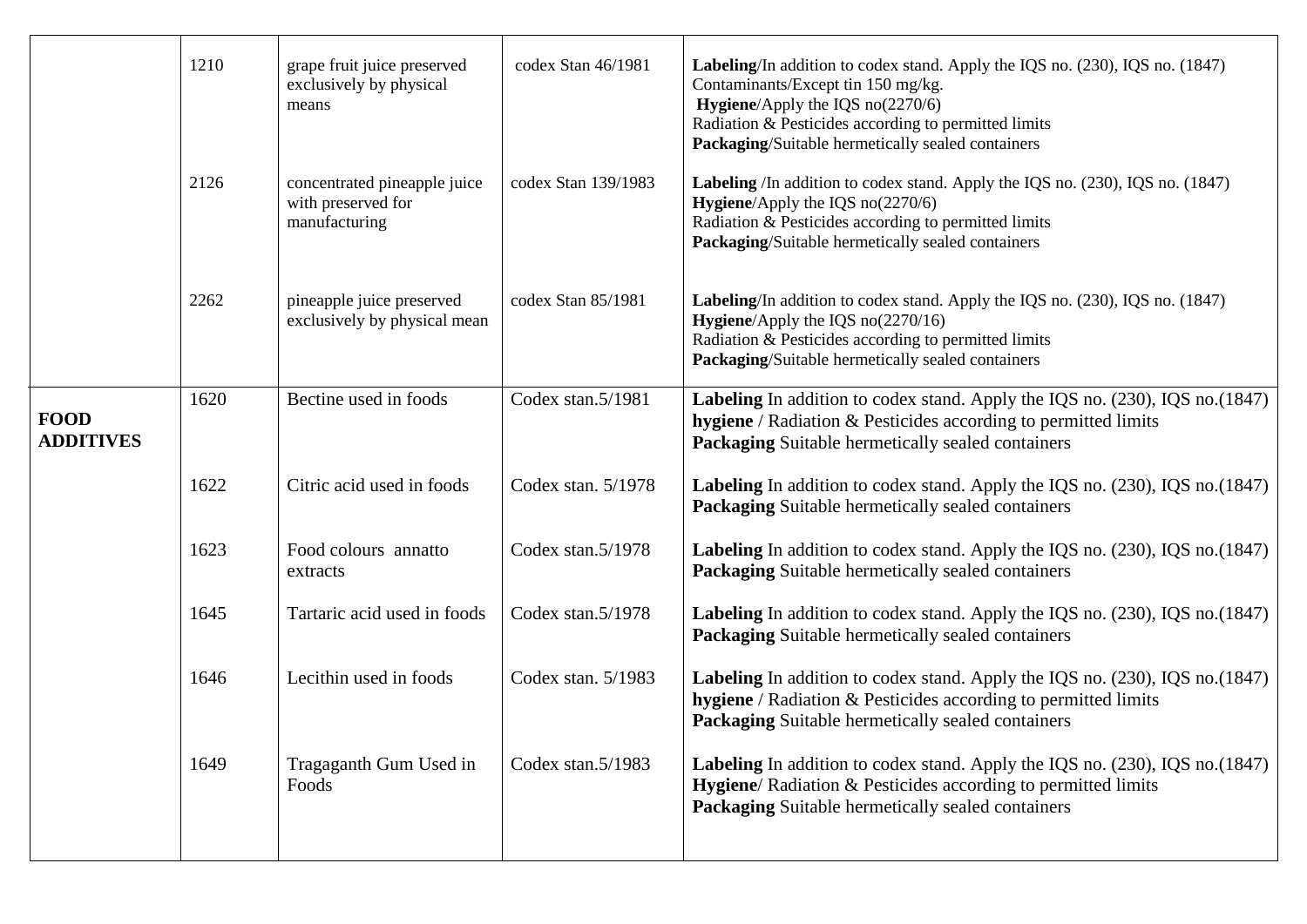| | | | | |
|---|---|---|---|---|
| | 1210 | grape fruit juice preserved exclusively by physical means | codex Stan 46/1981 | **Labeling**/In addition to codex stand. Apply the IQS no. (230), IQS no. (1847)<br>Contaminants/Except tin 150 mg/kg.<br>**Hygiene**/Apply the IQS no(2270/6)<br>Radiation & Pesticides according to permitted limits<br>**Packaging**/Suitable hermetically sealed containers |
| | 2126 | concentrated pineapple juice with preserved for manufacturing | codex Stan 139/1983 | **Labeling** /In addition to codex stand. Apply the IQS no. (230), IQS no. (1847)<br>**Hygiene**/Apply the IQS no(2270/6)<br>Radiation & Pesticides according to permitted limits<br>**Packaging**/Suitable hermetically sealed containers |
| | 2262 | pineapple juice preserved exclusively by physical mean | codex Stan 85/1981 | **Labeling**/In addition to codex stand. Apply the IQS no. (230), IQS no. (1847)<br>**Hygiene**/Apply the IQS no(2270/16)<br>Radiation & Pesticides according to permitted limits<br>**Packaging**/Suitable hermetically sealed containers |
| **FOOD ADDITIVES** | 1620 | Bectine used in foods | Codex stan.5/1981 | **Labeling** In addition to codex stand. Apply the IQS no. (230), IQS no.(1847)<br>**hygiene** / Radiation & Pesticides according to permitted limits<br>**Packaging** Suitable hermetically sealed containers |
| | 1622 | Citric acid used in foods | Codex stan. 5/1978 | **Labeling** In addition to codex stand. Apply the IQS no. (230), IQS no.(1847)<br>**Packaging** Suitable hermetically sealed containers |
| | 1623 | Food colours annatto extracts | Codex stan.5/1978 | **Labeling** In addition to codex stand. Apply the IQS no. (230), IQS no.(1847)<br>**Packaging** Suitable hermetically sealed containers |
| | 1645 | Tartaric acid used in foods | Codex stan.5/1978 | **Labeling** In addition to codex stand. Apply the IQS no. (230), IQS no.(1847)<br>**Packaging** Suitable hermetically sealed containers |
| | 1646 | Lecithin used in foods | Codex stan. 5/1983 | **Labeling** In addition to codex stand. Apply the IQS no. (230), IQS no.(1847)<br>**hygiene** / Radiation & Pesticides according to permitted limits<br>**Packaging** Suitable hermetically sealed containers |
| | 1649 | Tragaganth Gum Used in Foods | Codex stan.5/1983 | **Labeling** In addition to codex stand. Apply the IQS no. (230), IQS no.(1847)<br>**Hygiene**/ Radiation & Pesticides according to permitted limits<br>**Packaging** Suitable hermetically sealed containers |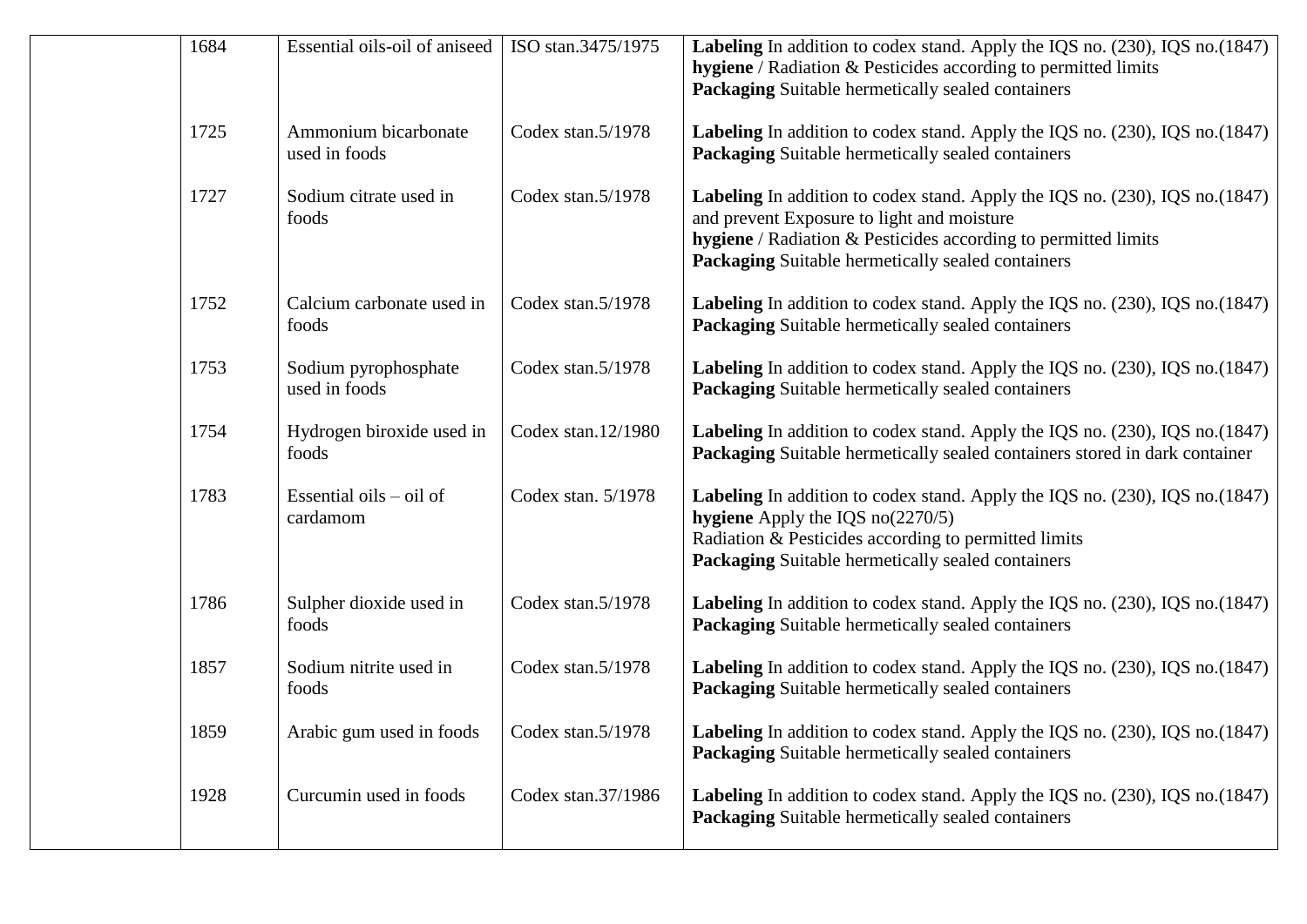|  |  |  |  |  |
|---|---|---|---|---|
|  | 1684 | Essential oils-oil of aniseed | ISO stan.3475/1975 | **Labeling** In addition to codex stand. Apply the IQS no. (230), IQS no.(1847) **hygiene** / Radiation & Pesticides according to permitted limits **Packaging** Suitable hermetically sealed containers |
|  | 1725 | Ammonium bicarbonate used in foods | Codex stan.5/1978 | **Labeling** In addition to codex stand. Apply the IQS no. (230), IQS no.(1847) **Packaging** Suitable hermetically sealed containers |
|  | 1727 | Sodium citrate used in foods | Codex stan.5/1978 | **Labeling** In addition to codex stand. Apply the IQS no. (230), IQS no.(1847) and prevent Exposure to light and moisture **hygiene** / Radiation & Pesticides according to permitted limits **Packaging** Suitable hermetically sealed containers |
|  | 1752 | Calcium carbonate used in foods | Codex stan.5/1978 | **Labeling** In addition to codex stand. Apply the IQS no. (230), IQS no.(1847) **Packaging** Suitable hermetically sealed containers |
|  | 1753 | Sodium pyrophosphate used in foods | Codex stan.5/1978 | **Labeling** In addition to codex stand. Apply the IQS no. (230), IQS no.(1847) **Packaging** Suitable hermetically sealed containers |
|  | 1754 | Hydrogen biroxide used in foods | Codex stan.12/1980 | **Labeling** In addition to codex stand. Apply the IQS no. (230), IQS no.(1847) **Packaging** Suitable hermetically sealed containers stored in dark container |
|  | 1783 | Essential oils – oil of cardamom | Codex stan. 5/1978 | **Labeling** In addition to codex stand. Apply the IQS no. (230), IQS no.(1847) **hygiene** Apply the IQS no(2270/5) Radiation & Pesticides according to permitted limits **Packaging** Suitable hermetically sealed containers |
|  | 1786 | Sulpher dioxide used in foods | Codex stan.5/1978 | **Labeling** In addition to codex stand. Apply the IQS no. (230), IQS no.(1847) **Packaging** Suitable hermetically sealed containers |
|  | 1857 | Sodium nitrite used in foods | Codex stan.5/1978 | **Labeling** In addition to codex stand. Apply the IQS no. (230), IQS no.(1847) **Packaging** Suitable hermetically sealed containers |
|  | 1859 | Arabic gum used in foods | Codex stan.5/1978 | **Labeling** In addition to codex stand. Apply the IQS no. (230), IQS no.(1847) **Packaging** Suitable hermetically sealed containers |
|  | 1928 | Curcumin used in foods | Codex stan.37/1986 | **Labeling** In addition to codex stand. Apply the IQS no. (230), IQS no.(1847) **Packaging** Suitable hermetically sealed containers |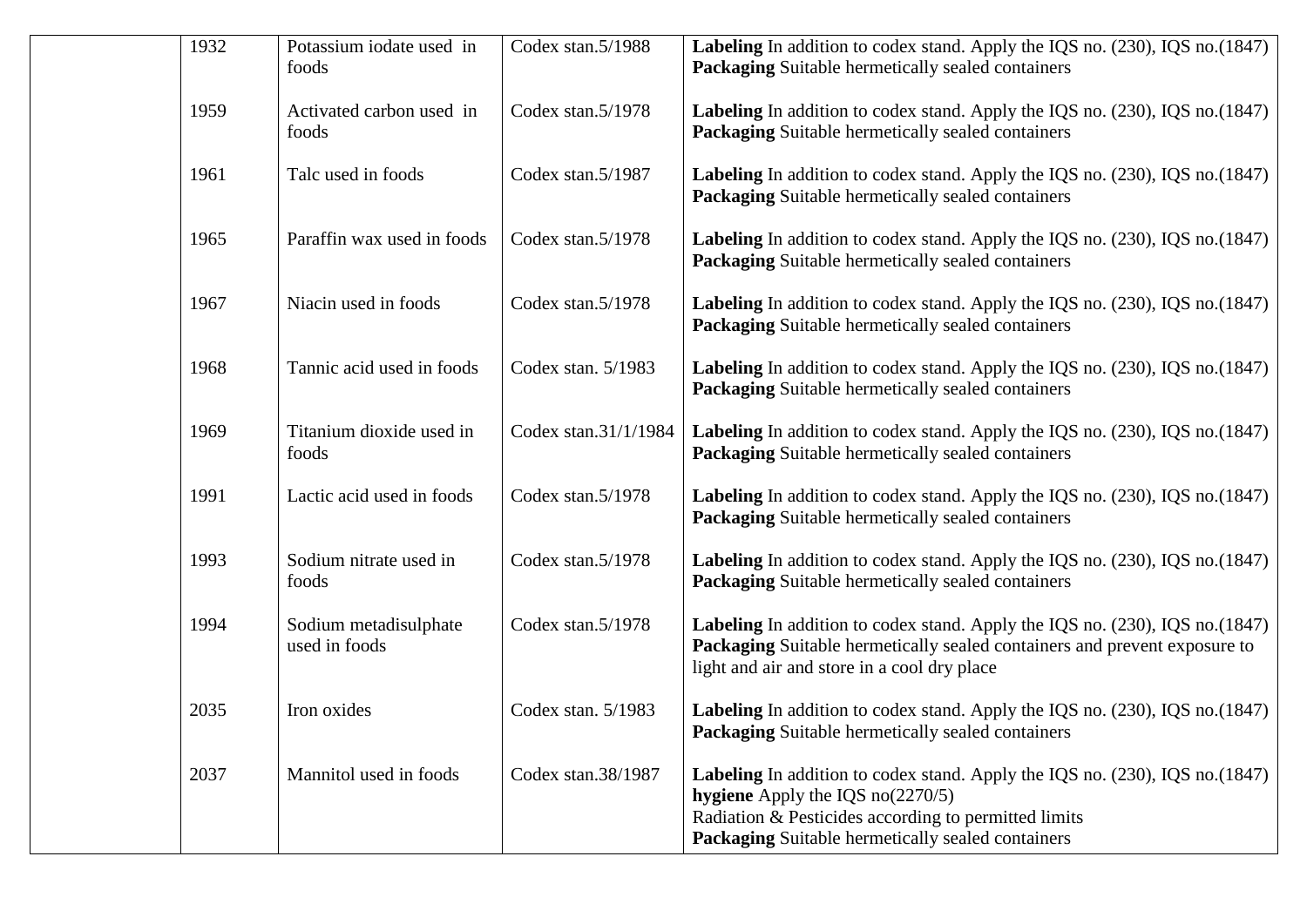| | | | | |
|---|---|---|---|---|
| | 1932 | Potassium iodate used in foods | Codex stan.5/1988 | **Labeling** In addition to codex stand. Apply the IQS no. (230), IQS no.(1847) **Packaging** Suitable hermetically sealed containers |
| | 1959 | Activated carbon used in foods | Codex stan.5/1978 | **Labeling** In addition to codex stand. Apply the IQS no. (230), IQS no.(1847) **Packaging** Suitable hermetically sealed containers |
| | 1961 | Talc used in foods | Codex stan.5/1987 | **Labeling** In addition to codex stand. Apply the IQS no. (230), IQS no.(1847) **Packaging** Suitable hermetically sealed containers |
| | 1965 | Paraffin wax used in foods | Codex stan.5/1978 | **Labeling** In addition to codex stand. Apply the IQS no. (230), IQS no.(1847) **Packaging** Suitable hermetically sealed containers |
| | 1967 | Niacin used in foods | Codex stan.5/1978 | **Labeling** In addition to codex stand. Apply the IQS no. (230), IQS no.(1847) **Packaging** Suitable hermetically sealed containers |
| | 1968 | Tannic acid used in foods | Codex stan. 5/1983 | **Labeling** In addition to codex stand. Apply the IQS no. (230), IQS no.(1847) **Packaging** Suitable hermetically sealed containers |
| | 1969 | Titanium dioxide used in foods | Codex stan.31/1/1984 | **Labeling** In addition to codex stand. Apply the IQS no. (230), IQS no.(1847) **Packaging** Suitable hermetically sealed containers |
| | 1991 | Lactic acid used in foods | Codex stan.5/1978 | **Labeling** In addition to codex stand. Apply the IQS no. (230), IQS no.(1847) **Packaging** Suitable hermetically sealed containers |
| | 1993 | Sodium nitrate used in foods | Codex stan.5/1978 | **Labeling** In addition to codex stand. Apply the IQS no. (230), IQS no.(1847) **Packaging** Suitable hermetically sealed containers |
| | 1994 | Sodium metadisulphate used in foods | Codex stan.5/1978 | **Labeling** In addition to codex stand. Apply the IQS no. (230), IQS no.(1847) **Packaging** Suitable hermetically sealed containers and prevent exposure to light and air and store in a cool dry place |
| | 2035 | Iron oxides | Codex stan. 5/1983 | **Labeling** In addition to codex stand. Apply the IQS no. (230), IQS no.(1847) **Packaging** Suitable hermetically sealed containers |
| | 2037 | Mannitol used in foods | Codex stan.38/1987 | **Labeling** In addition to codex stand. Apply the IQS no. (230), IQS no.(1847) **hygiene** Apply the IQS no(2270/5) Radiation & Pesticides according to permitted limits **Packaging** Suitable hermetically sealed containers |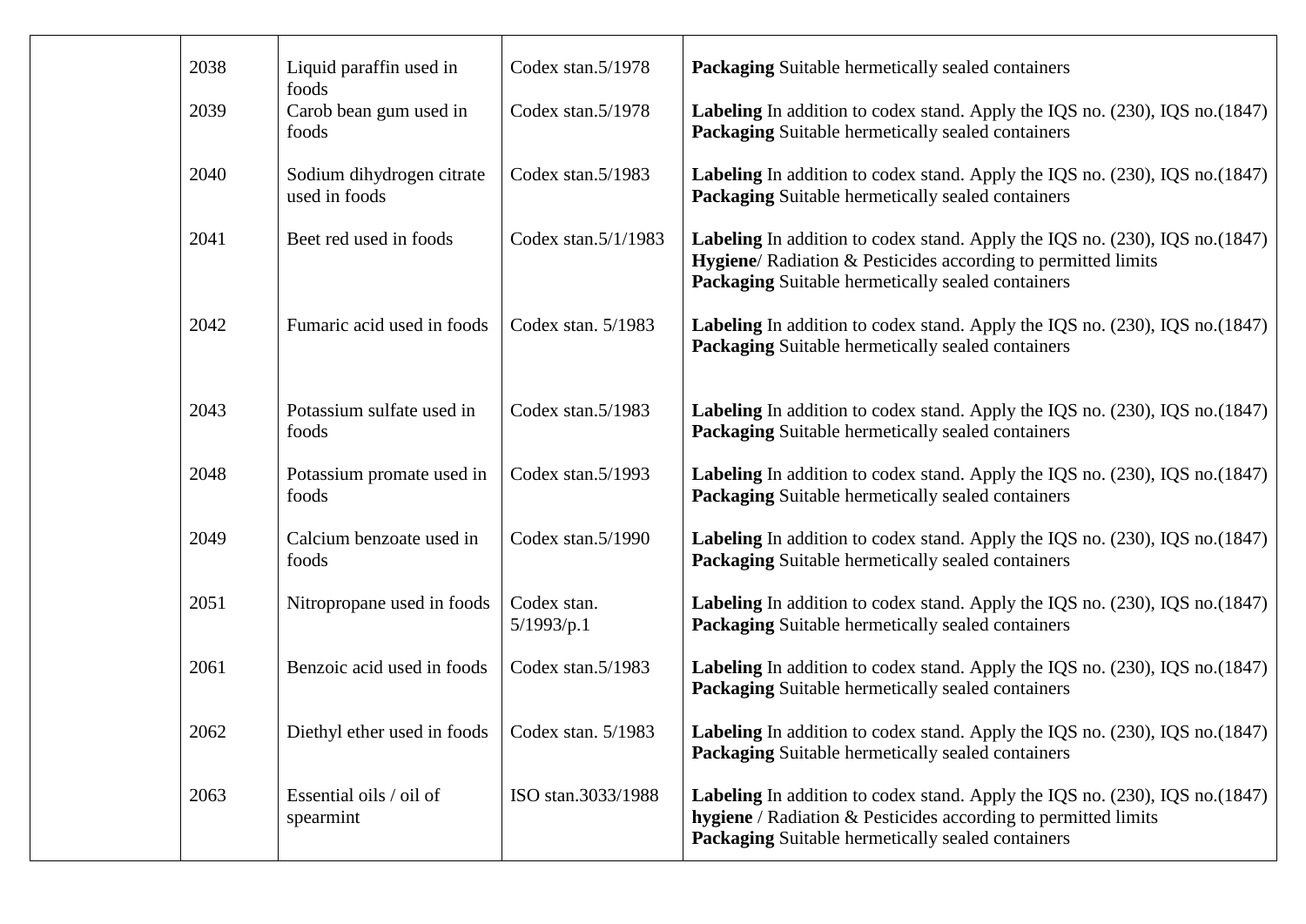| | | | | |
|---|---|---|---|---|
| | 2038 | Liquid paraffin used in foods | Codex stan.5/1978 | **Packaging** Suitable hermetically sealed containers |
| | 2039 | Carob bean gum used in foods | Codex stan.5/1978 | **Labeling** In addition to codex stand. Apply the IQS no. (230), IQS no.(1847)<br>**Packaging** Suitable hermetically sealed containers |
| | 2040 | Sodium dihydrogen citrate used in foods | Codex stan.5/1983 | **Labeling** In addition to codex stand. Apply the IQS no. (230), IQS no.(1847)<br>**Packaging** Suitable hermetically sealed containers |
| | 2041 | Beet red used in foods | Codex stan.5/1/1983 | **Labeling** In addition to codex stand. Apply the IQS no. (230), IQS no.(1847)<br>**Hygiene**/ Radiation & Pesticides according to permitted limits<br>**Packaging** Suitable hermetically sealed containers |
| | 2042 | Fumaric acid used in foods | Codex stan. 5/1983 | **Labeling** In addition to codex stand. Apply the IQS no. (230), IQS no.(1847)<br>**Packaging** Suitable hermetically sealed containers |
| | 2043 | Potassium sulfate used in foods | Codex stan.5/1983 | **Labeling** In addition to codex stand. Apply the IQS no. (230), IQS no.(1847)<br>**Packaging** Suitable hermetically sealed containers |
| | 2048 | Potassium promate used in foods | Codex stan.5/1993 | **Labeling** In addition to codex stand. Apply the IQS no. (230), IQS no.(1847)<br>**Packaging** Suitable hermetically sealed containers |
| | 2049 | Calcium benzoate used in foods | Codex stan.5/1990 | **Labeling** In addition to codex stand. Apply the IQS no. (230), IQS no.(1847)<br>**Packaging** Suitable hermetically sealed containers |
| | 2051 | Nitropropane used in foods | Codex stan. 5/1993/p.1 | **Labeling** In addition to codex stand. Apply the IQS no. (230), IQS no.(1847)<br>**Packaging** Suitable hermetically sealed containers |
| | 2061 | Benzoic acid used in foods | Codex stan.5/1983 | **Labeling** In addition to codex stand. Apply the IQS no. (230), IQS no.(1847)<br>**Packaging** Suitable hermetically sealed containers |
| | 2062 | Diethyl ether used in foods | Codex stan. 5/1983 | **Labeling** In addition to codex stand. Apply the IQS no. (230), IQS no.(1847)<br>**Packaging** Suitable hermetically sealed containers |
| | 2063 | Essential oils / oil of spearmint | ISO stan.3033/1988 | **Labeling** In addition to codex stand. Apply the IQS no. (230), IQS no.(1847)<br>**hygiene** / Radiation & Pesticides according to permitted limits<br>**Packaging** Suitable hermetically sealed containers |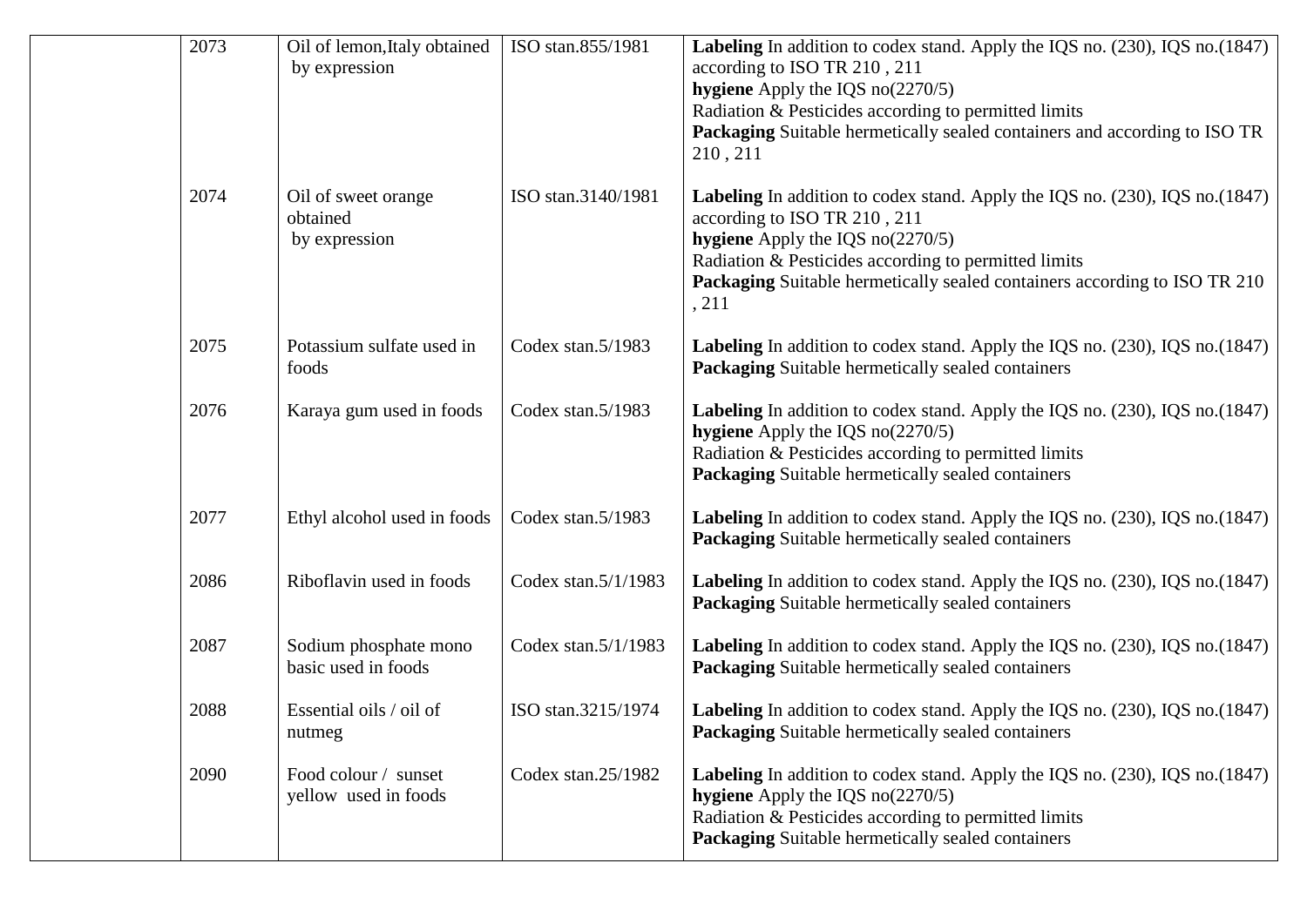|  |  |  |  |  |
|---|---|---|---|---|
|  | 2073 | Oil of lemon,Italy obtained by expression | ISO stan.855/1981 | **Labeling** In addition to codex stand. Apply the IQS no. (230), IQS no.(1847) according to ISO TR 210 , 211<br>**hygiene** Apply the IQS no(2270/5)<br>Radiation & Pesticides according to permitted limits<br>**Packaging** Suitable hermetically sealed containers and according to ISO TR 210 , 211 |
|  | 2074 | Oil of sweet orange obtained by expression | ISO stan.3140/1981 | **Labeling** In addition to codex stand. Apply the IQS no. (230), IQS no.(1847) according to ISO TR 210 , 211<br>**hygiene** Apply the IQS no(2270/5)<br>Radiation & Pesticides according to permitted limits<br>**Packaging** Suitable hermetically sealed containers according to ISO TR 210 , 211 |
|  | 2075 | Potassium sulfate used in foods | Codex stan.5/1983 | **Labeling** In addition to codex stand. Apply the IQS no. (230), IQS no.(1847)<br>**Packaging** Suitable hermetically sealed containers |
|  | 2076 | Karaya gum used in foods | Codex stan.5/1983 | **Labeling** In addition to codex stand. Apply the IQS no. (230), IQS no.(1847)<br>**hygiene** Apply the IQS no(2270/5)<br>Radiation & Pesticides according to permitted limits<br>**Packaging** Suitable hermetically sealed containers |
|  | 2077 | Ethyl alcohol used in foods | Codex stan.5/1983 | **Labeling** In addition to codex stand. Apply the IQS no. (230), IQS no.(1847)<br>**Packaging** Suitable hermetically sealed containers |
|  | 2086 | Riboflavin used in foods | Codex stan.5/1/1983 | **Labeling** In addition to codex stand. Apply the IQS no. (230), IQS no.(1847)<br>**Packaging** Suitable hermetically sealed containers |
|  | 2087 | Sodium phosphate mono basic used in foods | Codex stan.5/1/1983 | **Labeling** In addition to codex stand. Apply the IQS no. (230), IQS no.(1847)<br>**Packaging** Suitable hermetically sealed containers |
|  | 2088 | Essential oils / oil of nutmeg | ISO stan.3215/1974 | **Labeling** In addition to codex stand. Apply the IQS no. (230), IQS no.(1847)<br>**Packaging** Suitable hermetically sealed containers |
|  | 2090 | Food colour / sunset yellow used in foods | Codex stan.25/1982 | **Labeling** In addition to codex stand. Apply the IQS no. (230), IQS no.(1847)<br>**hygiene** Apply the IQS no(2270/5)<br>Radiation & Pesticides according to permitted limits<br>**Packaging** Suitable hermetically sealed containers |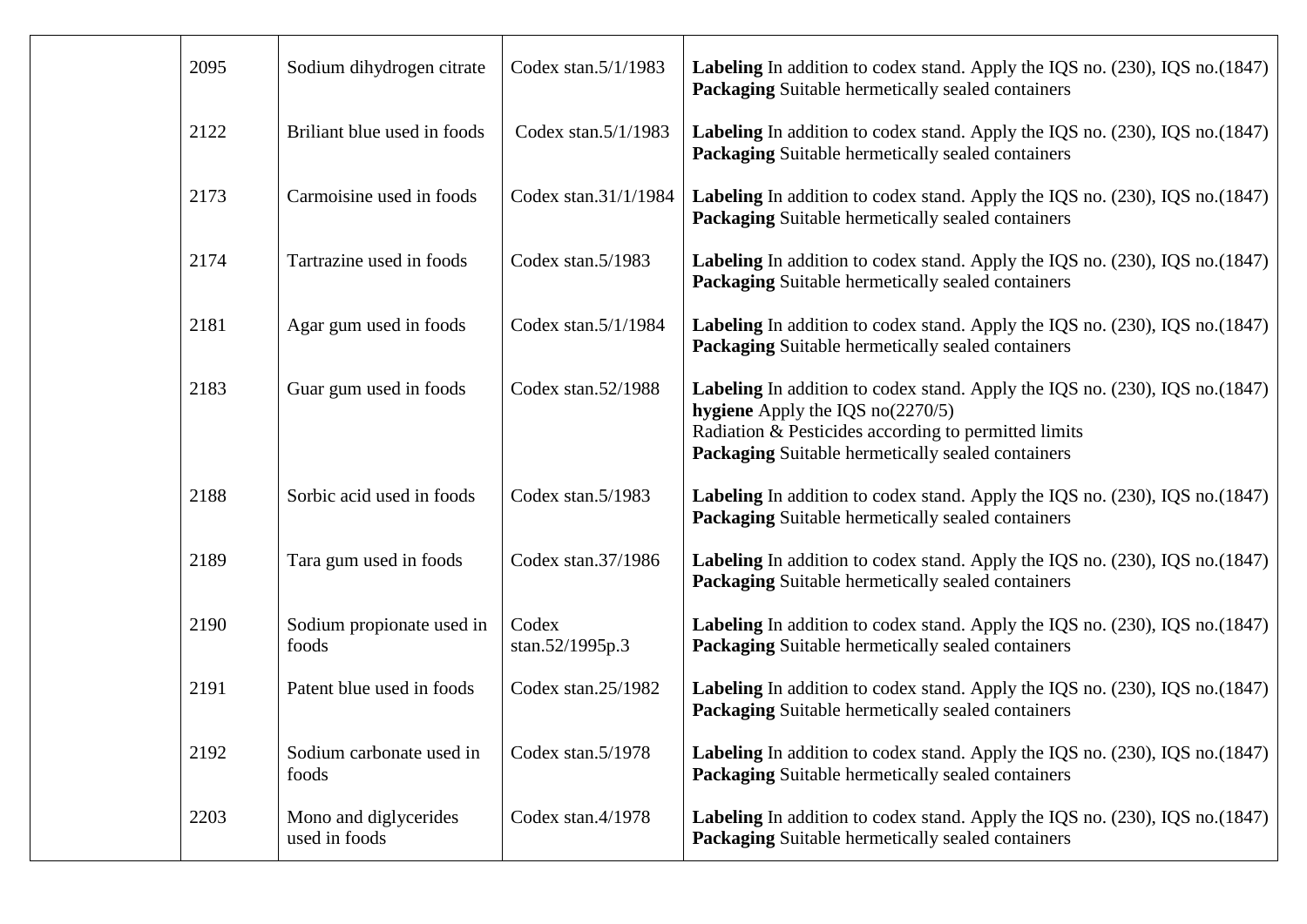|  |  |  |  |  |
|---|---|---|---|---|
|  | 2095 | Sodium dihydrogen citrate | Codex stan.5/1/1983 | **Labeling** In addition to codex stand. Apply the IQS no. (230), IQS no.(1847) **Packaging** Suitable hermetically sealed containers |
|  | 2122 | Briliant blue used in foods | Codex stan.5/1/1983 | **Labeling** In addition to codex stand. Apply the IQS no. (230), IQS no.(1847) **Packaging** Suitable hermetically sealed containers |
|  | 2173 | Carmoisine used in foods | Codex stan.31/1/1984 | **Labeling** In addition to codex stand. Apply the IQS no. (230), IQS no.(1847) **Packaging** Suitable hermetically sealed containers |
|  | 2174 | Tartrazine used in foods | Codex stan.5/1983 | **Labeling** In addition to codex stand. Apply the IQS no. (230), IQS no.(1847) **Packaging** Suitable hermetically sealed containers |
|  | 2181 | Agar gum used in foods | Codex stan.5/1/1984 | **Labeling** In addition to codex stand. Apply the IQS no. (230), IQS no.(1847) **Packaging** Suitable hermetically sealed containers |
|  | 2183 | Guar gum used in foods | Codex stan.52/1988 | **Labeling** In addition to codex stand. Apply the IQS no. (230), IQS no.(1847) **hygiene** Apply the IQS no(2270/5) Radiation & Pesticides according to permitted limits **Packaging** Suitable hermetically sealed containers |
|  | 2188 | Sorbic acid used in foods | Codex stan.5/1983 | **Labeling** In addition to codex stand. Apply the IQS no. (230), IQS no.(1847) **Packaging** Suitable hermetically sealed containers |
|  | 2189 | Tara gum used in foods | Codex stan.37/1986 | **Labeling** In addition to codex stand. Apply the IQS no. (230), IQS no.(1847) **Packaging** Suitable hermetically sealed containers |
|  | 2190 | Sodium propionate used in foods | Codex stan.52/1995p.3 | **Labeling** In addition to codex stand. Apply the IQS no. (230), IQS no.(1847) **Packaging** Suitable hermetically sealed containers |
|  | 2191 | Patent blue used in foods | Codex stan.25/1982 | **Labeling** In addition to codex stand. Apply the IQS no. (230), IQS no.(1847) **Packaging** Suitable hermetically sealed containers |
|  | 2192 | Sodium carbonate used in foods | Codex stan.5/1978 | **Labeling** In addition to codex stand. Apply the IQS no. (230), IQS no.(1847) **Packaging** Suitable hermetically sealed containers |
|  | 2203 | Mono and diglycerides used in foods | Codex stan.4/1978 | **Labeling** In addition to codex stand. Apply the IQS no. (230), IQS no.(1847) **Packaging** Suitable hermetically sealed containers |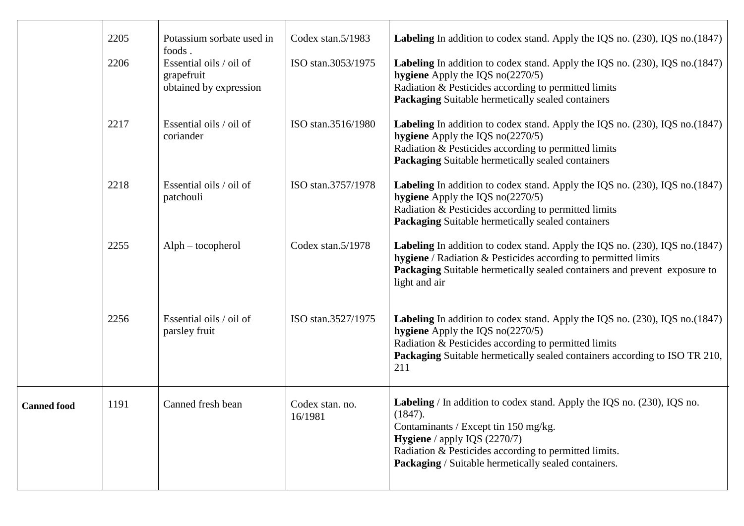| | | | | |
|---|---|---|---|---|
| | 2205 | Potassium sorbate used in foods . | Codex stan.5/1983 | **Labeling** In addition to codex stand. Apply the IQS no. (230), IQS no.(1847) |
| | 2206 | Essential oils / oil of grapefruit obtained by expression | ISO stan.3053/1975 | **Labeling** In addition to codex stand. Apply the IQS no. (230), IQS no.(1847) **hygiene** Apply the IQS no(2270/5) Radiation & Pesticides according to permitted limits **Packaging** Suitable hermetically sealed containers |
| | 2217 | Essential oils / oil of coriander | ISO stan.3516/1980 | **Labeling** In addition to codex stand. Apply the IQS no. (230), IQS no.(1847) **hygiene** Apply the IQS no(2270/5) Radiation & Pesticides according to permitted limits **Packaging** Suitable hermetically sealed containers |
| | 2218 | Essential oils / oil of patchouli | ISO stan.3757/1978 | **Labeling** In addition to codex stand. Apply the IQS no. (230), IQS no.(1847) **hygiene** Apply the IQS no(2270/5) Radiation & Pesticides according to permitted limits **Packaging** Suitable hermetically sealed containers |
| | 2255 | Alph – tocopherol | Codex stan.5/1978 | **Labeling** In addition to codex stand. Apply the IQS no. (230), IQS no.(1847) **hygiene** / Radiation & Pesticides according to permitted limits **Packaging** Suitable hermetically sealed containers and prevent exposure to light and air |
| | 2256 | Essential oils / oil of parsley fruit | ISO stan.3527/1975 | **Labeling** In addition to codex stand. Apply the IQS no. (230), IQS no.(1847) **hygiene** Apply the IQS no(2270/5) Radiation & Pesticides according to permitted limits **Packaging** Suitable hermetically sealed containers according to ISO TR 210, 211 |
| **Canned food** | 1191 | Canned fresh bean | Codex stan. no. 16/1981 | **Labeling** / In addition to codex stand. Apply the IQS no. (230), IQS no. (1847). Contaminants / Except tin 150 mg/kg. **Hygiene** / apply IQS (2270/7) Radiation & Pesticides according to permitted limits. **Packaging** / Suitable hermetically sealed containers. |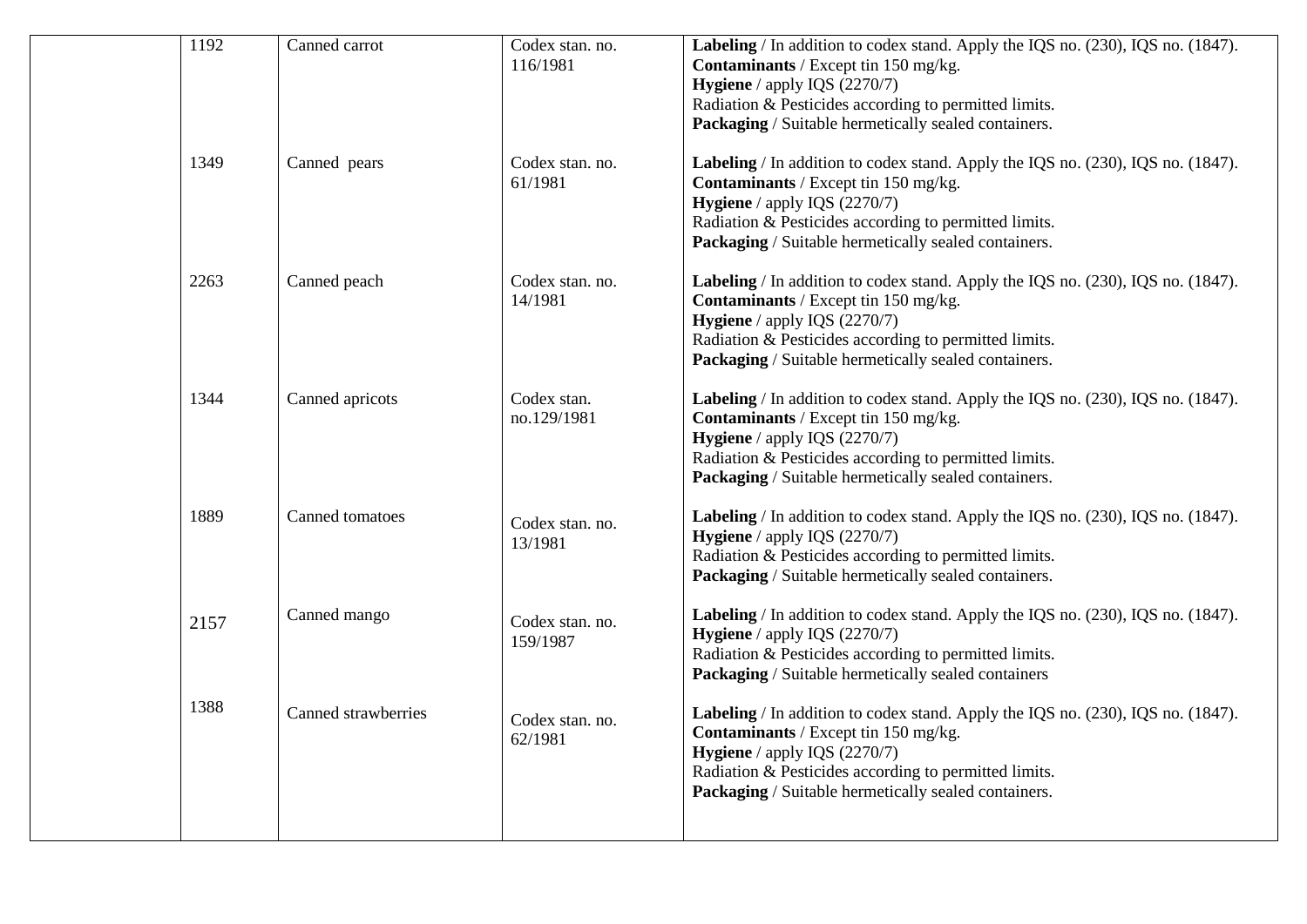|  |  |  |  |  |
|---|---|---|---|---|
|  | 1192 | Canned carrot | Codex stan. no. 116/1981 | **Labeling** / In addition to codex stand. Apply the IQS no. (230), IQS no. (1847).<br>**Contaminants** / Except tin 150 mg/kg.<br>**Hygiene** / apply IQS (2270/7)<br>Radiation & Pesticides according to permitted limits.<br>**Packaging** / Suitable hermetically sealed containers. |
|  | 1349 | Canned pears | Codex stan. no. 61/1981 | **Labeling** / In addition to codex stand. Apply the IQS no. (230), IQS no. (1847).<br>**Contaminants** / Except tin 150 mg/kg.<br>**Hygiene** / apply IQS (2270/7)<br>Radiation & Pesticides according to permitted limits.<br>**Packaging** / Suitable hermetically sealed containers. |
|  | 2263 | Canned peach | Codex stan. no. 14/1981 | **Labeling** / In addition to codex stand. Apply the IQS no. (230), IQS no. (1847).<br>**Contaminants** / Except tin 150 mg/kg.<br>**Hygiene** / apply IQS (2270/7)<br>Radiation & Pesticides according to permitted limits.<br>**Packaging** / Suitable hermetically sealed containers. |
|  | 1344 | Canned apricots | Codex stan. no.129/1981 | **Labeling** / In addition to codex stand. Apply the IQS no. (230), IQS no. (1847).<br>**Contaminants** / Except tin 150 mg/kg.<br>**Hygiene** / apply IQS (2270/7)<br>Radiation & Pesticides according to permitted limits.<br>**Packaging** / Suitable hermetically sealed containers. |
|  | 1889 | Canned tomatoes | Codex stan. no. 13/1981 | **Labeling** / In addition to codex stand. Apply the IQS no. (230), IQS no. (1847).<br>**Hygiene** / apply IQS (2270/7)<br>Radiation & Pesticides according to permitted limits.<br>**Packaging** / Suitable hermetically sealed containers. |
|  | 2157 | Canned mango | Codex stan. no. 159/1987 | **Labeling** / In addition to codex stand. Apply the IQS no. (230), IQS no. (1847).<br>**Hygiene** / apply IQS (2270/7)<br>Radiation & Pesticides according to permitted limits.<br>**Packaging** / Suitable hermetically sealed containers |
|  | 1388 | Canned strawberries | Codex stan. no. 62/1981 | **Labeling** / In addition to codex stand. Apply the IQS no. (230), IQS no. (1847).<br>**Contaminants** / Except tin 150 mg/kg.<br>**Hygiene** / apply IQS (2270/7)<br>Radiation & Pesticides according to permitted limits.<br>**Packaging** / Suitable hermetically sealed containers. |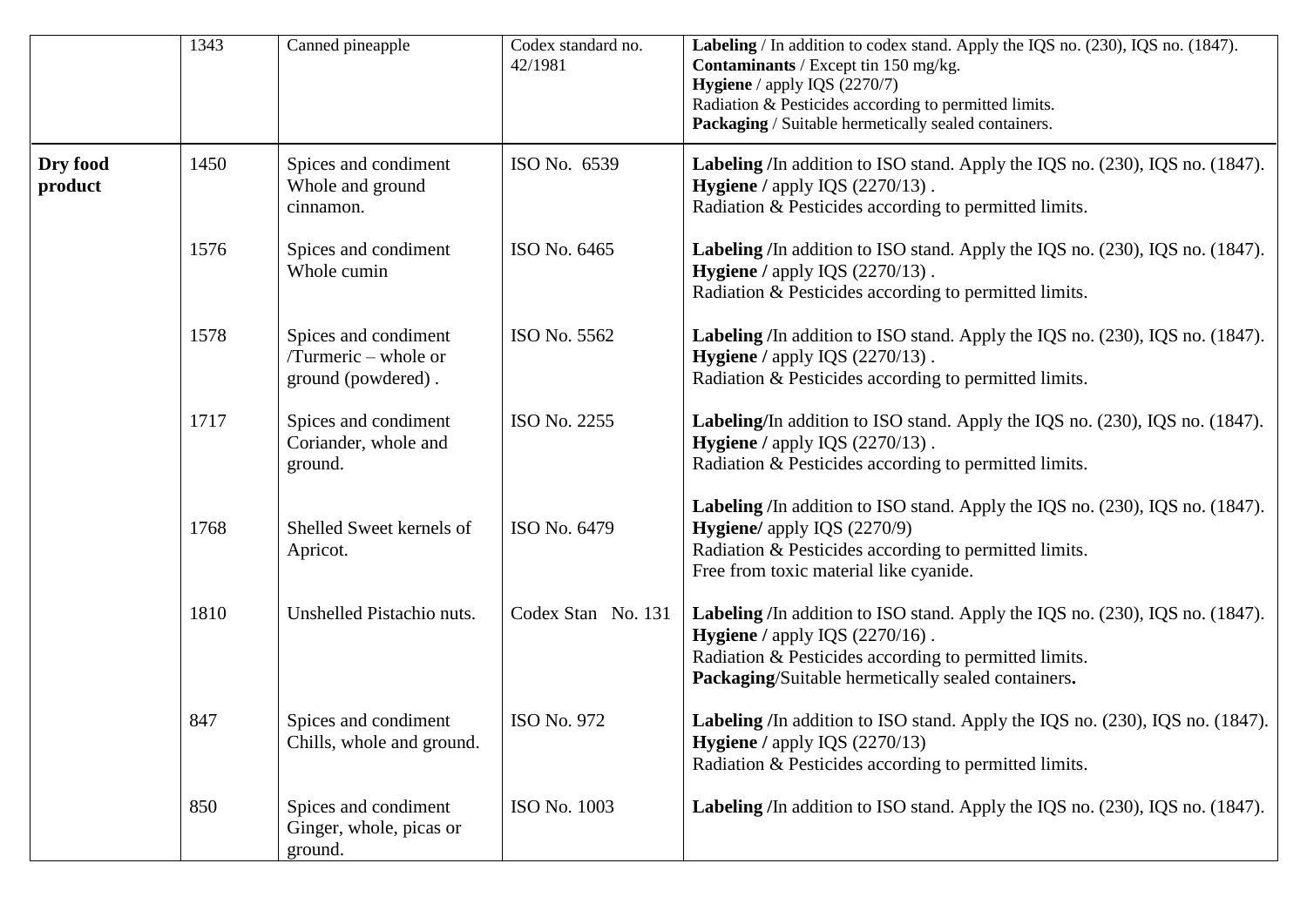| | | | | |
|---|---|---|---|---|
| | 1343 | Canned pineapple | Codex standard no. 42/1981 | **Labeling** / In addition to codex stand. Apply the IQS no. (230), IQS no. (1847).<br>**Contaminants** / Except tin 150 mg/kg.<br>**Hygiene** / apply IQS (2270/7)<br>Radiation & Pesticides according to permitted limits.<br>**Packaging** / Suitable hermetically sealed containers. |
| **Dry food product** | 1450 | Spices and condiment Whole and ground cinnamon. | ISO No. 6539 | **Labeling /**In addition to ISO stand. Apply the IQS no. (230), IQS no. (1847).<br>**Hygiene /** apply IQS (2270/13) .<br>Radiation & Pesticides according to permitted limits. |
| | 1576 | Spices and condiment Whole cumin | ISO No. 6465 | **Labeling /**In addition to ISO stand. Apply the IQS no. (230), IQS no. (1847).<br>**Hygiene /** apply IQS (2270/13) .<br>Radiation & Pesticides according to permitted limits. |
| | 1578 | Spices and condiment /Turmeric – whole or ground (powdered) . | ISO No. 5562 | **Labeling /**In addition to ISO stand. Apply the IQS no. (230), IQS no. (1847).<br>**Hygiene /** apply IQS (2270/13) .<br>Radiation & Pesticides according to permitted limits. |
| | 1717 | Spices and condiment Coriander, whole and ground. | ISO No. 2255 | **Labeling/**In addition to ISO stand. Apply the IQS no. (230), IQS no. (1847).<br>**Hygiene /** apply IQS (2270/13) .<br>Radiation & Pesticides according to permitted limits. |
| | 1768 | Shelled Sweet kernels of Apricot. | ISO No. 6479 | **Labeling /**In addition to ISO stand. Apply the IQS no. (230), IQS no. (1847).<br>**Hygiene/** apply IQS (2270/9)<br>Radiation & Pesticides according to permitted limits.<br>Free from toxic material like cyanide. |
| | 1810 | Unshelled Pistachio nuts. | Codex Stan No. 131 | **Labeling /**In addition to ISO stand. Apply the IQS no. (230), IQS no. (1847).<br>**Hygiene /** apply IQS (2270/16) .<br>Radiation & Pesticides according to permitted limits.<br>**Packaging**/Suitable hermetically sealed containers**.** |
| | 847 | Spices and condiment Chills, whole and ground. | ISO No. 972 | **Labeling /**In addition to ISO stand. Apply the IQS no. (230), IQS no. (1847).<br>**Hygiene /** apply IQS (2270/13)<br>Radiation & Pesticides according to permitted limits. |
| | 850 | Spices and condiment Ginger, whole, picas or ground. | ISO No. 1003 | **Labeling /**In addition to ISO stand. Apply the IQS no. (230), IQS no. (1847). |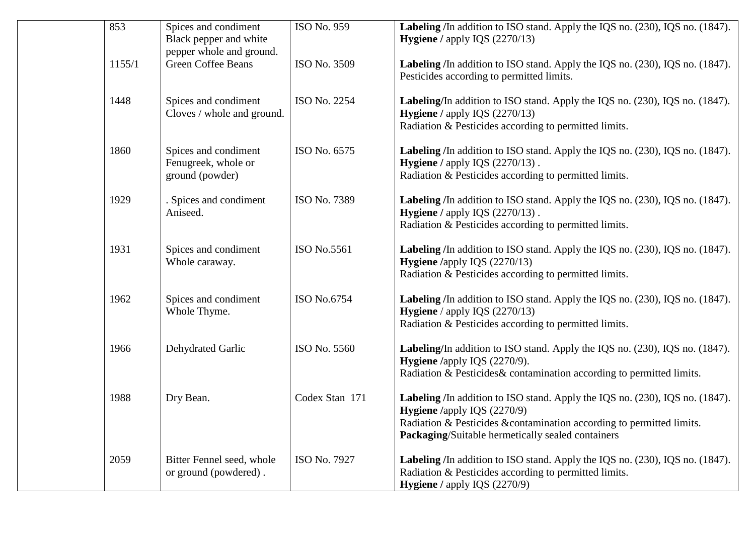| | | | | |
|---|---|---|---|---|
| | 853 | Spices and condiment Black pepper and white pepper whole and ground. | ISO No. 959 | **Labeling /**In addition to ISO stand. Apply the IQS no. (230), IQS no. (1847). **Hygiene /** apply IQS (2270/13) |
| | 1155/1 | Green Coffee Beans | ISO No. 3509 | **Labeling /**In addition to ISO stand. Apply the IQS no. (230), IQS no. (1847). Pesticides according to permitted limits. |
| | 1448 | Spices and condiment Cloves / whole and ground. | ISO No. 2254 | **Labeling/**In addition to ISO stand. Apply the IQS no. (230), IQS no. (1847). **Hygiene /** apply IQS (2270/13) Radiation & Pesticides according to permitted limits. |
| | 1860 | Spices and condiment Fenugreek, whole or ground (powder) | ISO No. 6575 | **Labeling /**In addition to ISO stand. Apply the IQS no. (230), IQS no. (1847). **Hygiene /** apply IQS (2270/13) . Radiation & Pesticides according to permitted limits. |
| | 1929 | . Spices and condiment Aniseed. | ISO No. 7389 | **Labeling /**In addition to ISO stand. Apply the IQS no. (230), IQS no. (1847). **Hygiene /** apply IQS (2270/13) . Radiation & Pesticides according to permitted limits. |
| | 1931 | Spices and condiment Whole caraway. | ISO No.5561 | **Labeling /**In addition to ISO stand. Apply the IQS no. (230), IQS no. (1847). **Hygiene /**apply IQS (2270/13) Radiation & Pesticides according to permitted limits. |
| | 1962 | Spices and condiment Whole Thyme. | ISO No.6754 | **Labeling /**In addition to ISO stand. Apply the IQS no. (230), IQS no. (1847). **Hygiene** / apply IQS (2270/13) Radiation & Pesticides according to permitted limits. |
| | 1966 | Dehydrated Garlic | ISO No. 5560 | **Labeling/**In addition to ISO stand. Apply the IQS no. (230), IQS no. (1847). **Hygiene /**apply IQS (2270/9). Radiation & Pesticides& contamination according to permitted limits. |
| | 1988 | Dry Bean. | Codex Stan 171 | **Labeling /**In addition to ISO stand. Apply the IQS no. (230), IQS no. (1847). **Hygiene /**apply IQS (2270/9) Radiation & Pesticides &contamination according to permitted limits. **Packaging**/Suitable hermetically sealed containers |
| | 2059 | Bitter Fennel seed, whole or ground (powdered) . | ISO No. 7927 | **Labeling /**In addition to ISO stand. Apply the IQS no. (230), IQS no. (1847). Radiation & Pesticides according to permitted limits. **Hygiene /** apply IQS (2270/9) |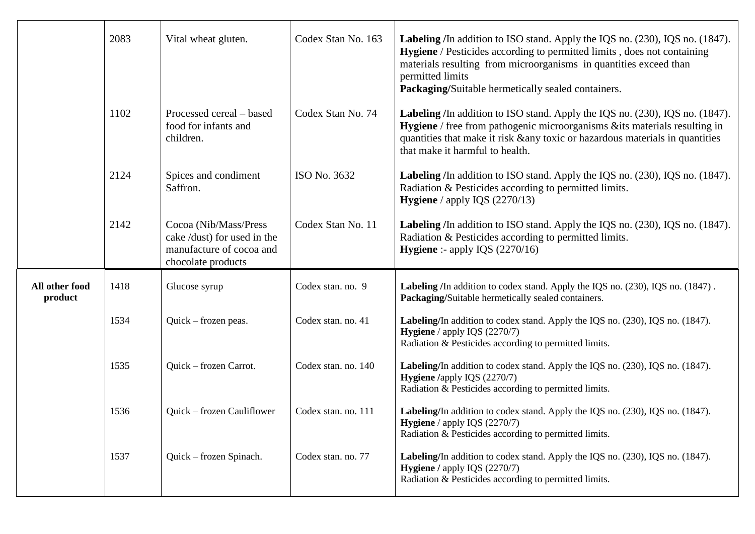| | | | | |
|---|---|---|---|---|
| | 2083 | Vital wheat gluten. | Codex Stan No. 163 | **Labeling /**In addition to ISO stand. Apply the IQS no. (230), IQS no. (1847). **Hygiene** / Pesticides according to permitted limits , does not containing materials resulting from microorganisms in quantities exceed than permitted limits **Packaging/**Suitable hermetically sealed containers. |
| | 1102 | Processed cereal – based food for infants and children. | Codex Stan No. 74 | **Labeling /**In addition to ISO stand. Apply the IQS no. (230), IQS no. (1847). **Hygiene** / free from pathogenic microorganisms &its materials resulting in quantities that make it risk &any toxic or hazardous materials in quantities that make it harmful to health. |
| | 2124 | Spices and condiment Saffron. | ISO No. 3632 | **Labeling /**In addition to ISO stand. Apply the IQS no. (230), IQS no. (1847). Radiation & Pesticides according to permitted limits. **Hygiene** / apply IQS (2270/13) |
| | 2142 | Cocoa (Nib/Mass/Press cake /dust) for used in the manufacture of cocoa and chocolate products | Codex Stan No. 11 | **Labeling /**In addition to ISO stand. Apply the IQS no. (230), IQS no. (1847). Radiation & Pesticides according to permitted limits. **Hygiene** :- apply IQS (2270/16) |
| **All other food product** | 1418 | Glucose syrup | Codex stan. no. 9 | **Labeling /**In addition to codex stand. Apply the IQS no. (230), IQS no. (1847) . **Packaging/**Suitable hermetically sealed containers. |
| | 1534 | Quick – frozen peas. | Codex stan. no. 41 | **Labeling/**In addition to codex stand. Apply the IQS no. (230), IQS no. (1847). **Hygiene** / apply IQS (2270/7) Radiation & Pesticides according to permitted limits. |
| | 1535 | Quick – frozen Carrot. | Codex stan. no. 140 | **Labeling/**In addition to codex stand. Apply the IQS no. (230), IQS no. (1847). **Hygiene /**apply IQS (2270/7) Radiation & Pesticides according to permitted limits. |
| | 1536 | Quick – frozen Cauliflower | Codex stan. no. 111 | **Labeling/**In addition to codex stand. Apply the IQS no. (230), IQS no. (1847). **Hygiene** / apply IQS (2270/7) Radiation & Pesticides according to permitted limits. |
| | 1537 | Quick – frozen Spinach. | Codex stan. no. 77 | **Labeling/**In addition to codex stand. Apply the IQS no. (230), IQS no. (1847). **Hygiene /** apply IQS (2270/7) Radiation & Pesticides according to permitted limits. |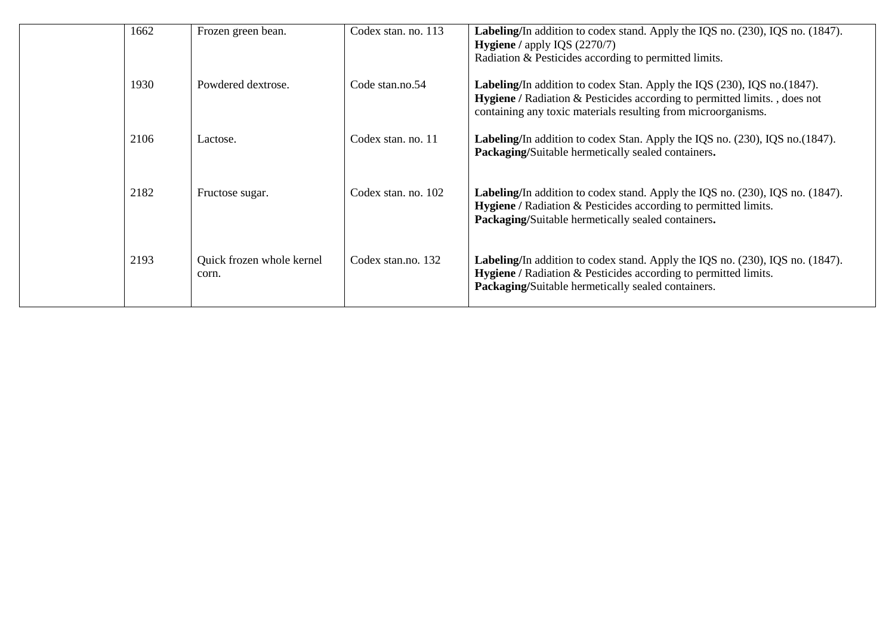| | | | | |
|---|---|---|---|---|
| | 1662 | Frozen green bean. | Codex stan. no. 113 | **Labeling/**In addition to codex stand. Apply the IQS no. (230), IQS no. (1847).<br>**Hygiene /** apply IQS (2270/7)<br>Radiation & Pesticides according to permitted limits. |
| | 1930 | Powdered dextrose. | Code stan.no.54 | **Labeling/**In addition to codex Stan. Apply the IQS (230), IQS no.(1847).<br>**Hygiene /** Radiation & Pesticides according to permitted limits. , does not containing any toxic materials resulting from microorganisms. |
| | 2106 | Lactose. | Codex stan. no. 11 | **Labeling/**In addition to codex Stan. Apply the IQS no. (230), IQS no.(1847).<br>**Packaging/**Suitable hermetically sealed containers**.** |
| | 2182 | Fructose sugar. | Codex stan. no. 102 | **Labeling/**In addition to codex stand. Apply the IQS no. (230), IQS no. (1847).<br>**Hygiene /** Radiation & Pesticides according to permitted limits.<br>**Packaging/**Suitable hermetically sealed containers**.** |
| | 2193 | Quick frozen whole kernel corn. | Codex stan.no. 132 | **Labeling/**In addition to codex stand. Apply the IQS no. (230), IQS no. (1847).<br>**Hygiene /** Radiation & Pesticides according to permitted limits.<br>**Packaging/**Suitable hermetically sealed containers. |